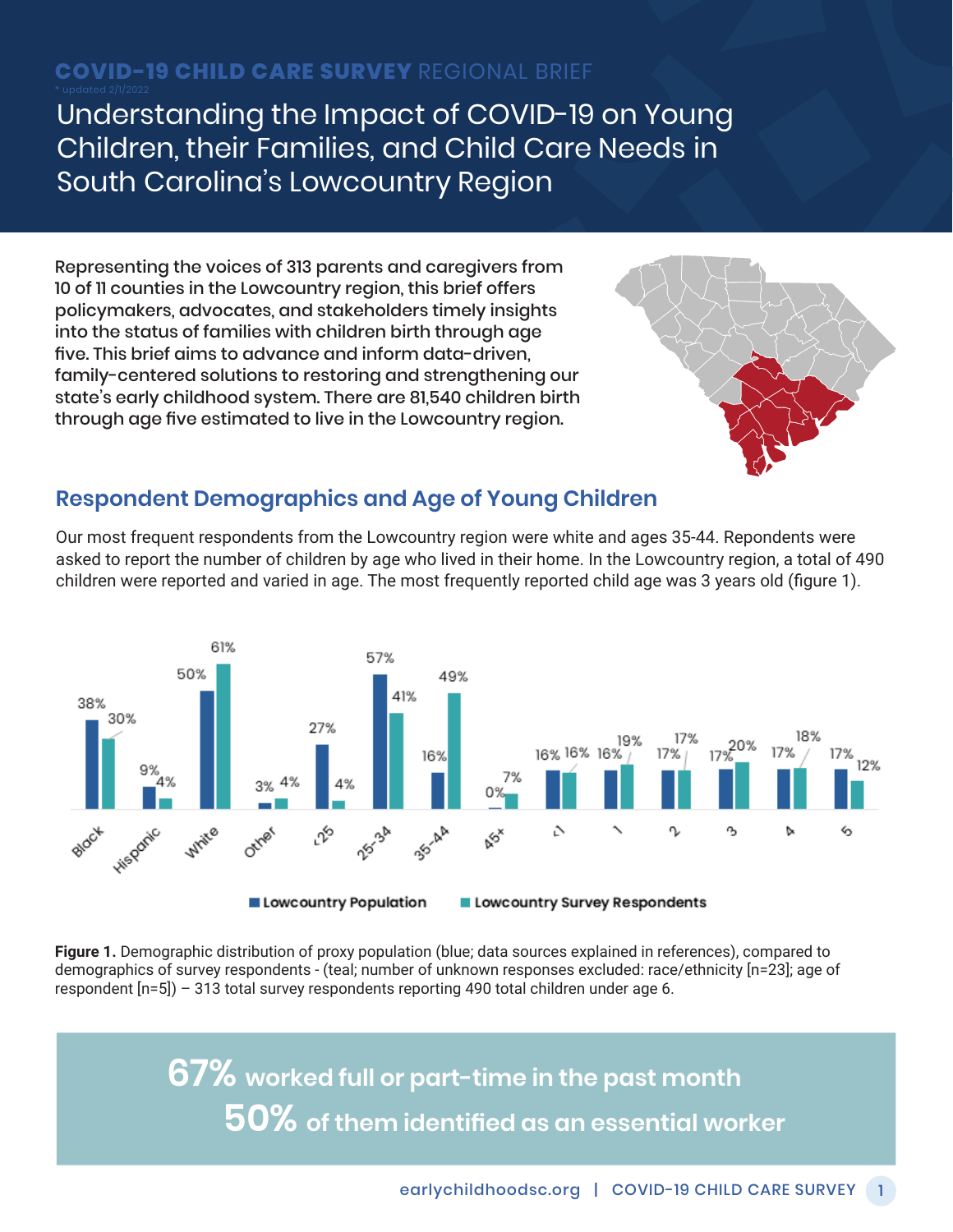**COVID-19 CHILD CARE SURVEY** REGIONAL BRIEF

\* updated 2/1/2022

# Understanding the Impact of COVID-19 on Young Children, their Families, and Child Care Needs in South Carolina's Lowcountry Region

Representing the voices of 313 parents and caregivers from 10 of 11 counties in the Lowcountry region, this brief offers policymakers, advocates, and stakeholders timely insights into the status of families with children birth through age five. This brief aims to advance and inform data-driven, family-centered solutions to restoring and strengthening our state's early childhood system. There are 81,540 children birth through age five estimated to live in the Lowcountry region.

## Respondent Demographics and Age of Young Children

Our most frequent respondents from the Lowcountry region were white and ages 35-44. Repondents were asked to report the number of children by age who lived in their home. In the Lowcountry region, a total of 490 children were reported and varied in age. The most frequently reported child age was 3 years old (figure 1).

| | Lowcountry Population | Lowcountry Survey Respondents |
|---|---|---|
| Black | 38% | 30% |
| Hispanic | 9% | 4% |
| White | 50% | 61% |
| Other | 3% | 4% |
| <25 | 27% | 4% |
| 25-34 | 57% | 41% |
| 35-44 | 16% | 49% |
| 45+ | 0% | 7% |
| <1 | 16% | 16% |
| 1 | 16% | 19% |
| 2 | 17% | 17% |
| 3 | 17% | 20% |
| 4 | 17% | 18% |
| 5 | 17% | 12% |

**Figure 1.** Demographic distribution of proxy population (blue; data sources explained in references), compared to demographics of survey respondents - (teal; number of unknown responses excluded: race/ethnicity [n=23]; age of respondent [n=5]) – 313 total survey respondents reporting 490 total children under age 6.

**67%** worked full or part-time in the past month

**50%** of them identified as an essential worker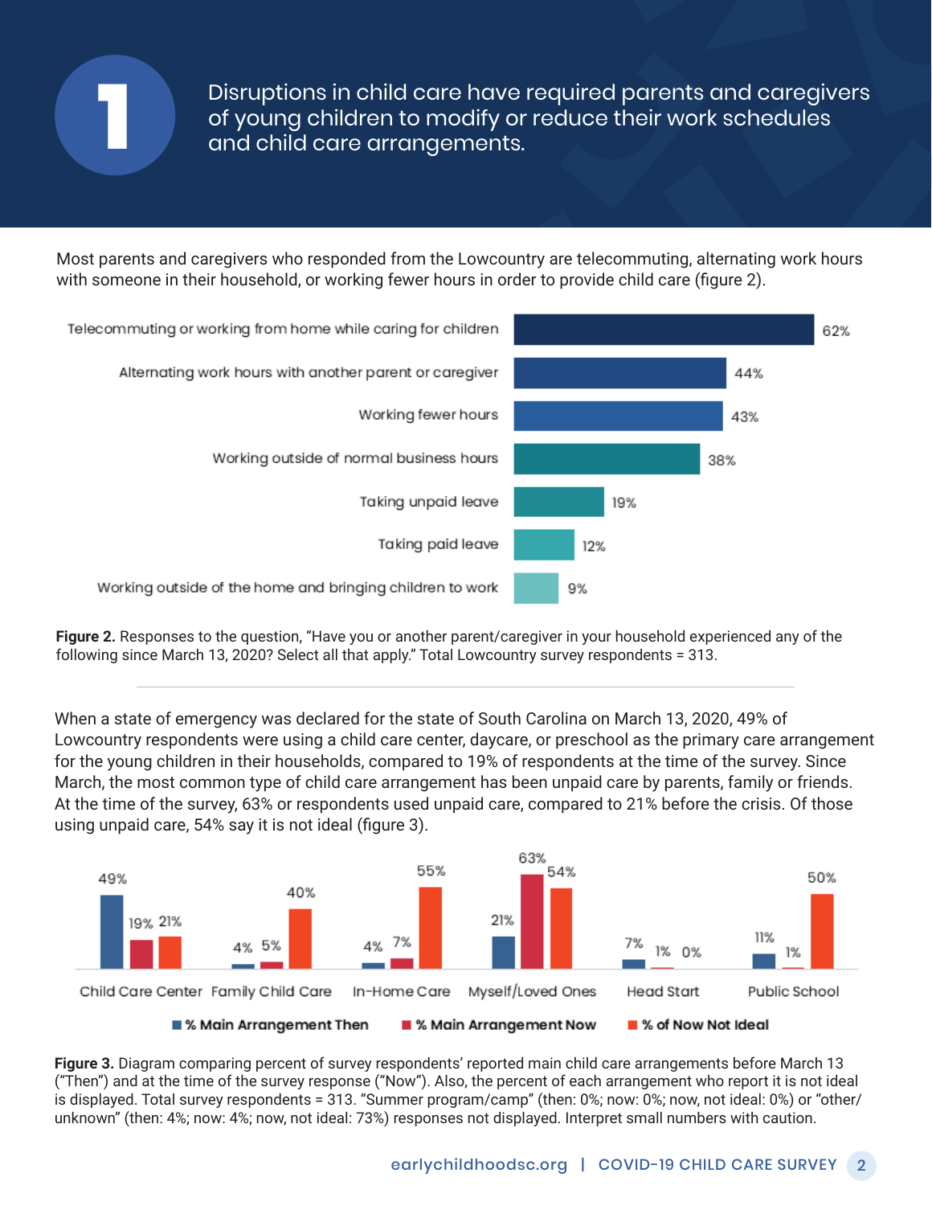# 1 Disruptions in child care have required parents and caregivers of young children to modify or reduce their work schedules and child care arrangements.

Most parents and caregivers who responded from the Lowcountry are telecommuting, alternating work hours with someone in their household, or working fewer hours in order to provide child care (figure 2).

| Response | Percent |
|---|---|
| Telecommuting or working from home while caring for children | 62% |
| Alternating work hours with another parent or caregiver | 44% |
| Working fewer hours | 43% |
| Working outside of normal business hours | 38% |
| Taking unpaid leave | 19% |
| Taking paid leave | 12% |
| Working outside of the home and bringing children to work | 9% |

**Figure 2.** Responses to the question, "Have you or another parent/caregiver in your household experienced any of the following since March 13, 2020? Select all that apply." Total Lowcountry survey respondents = 313.

When a state of emergency was declared for the state of South Carolina on March 13, 2020, 49% of Lowcountry respondents were using a child care center, daycare, or preschool as the primary care arrangement for the young children in their households, compared to 19% of respondents at the time of the survey. Since March, the most common type of child care arrangement has been unpaid care by parents, family or friends. At the time of the survey, 63% or respondents used unpaid care, compared to 21% before the crisis. Of those using unpaid care, 54% say it is not ideal (figure 3).

| Arrangement | % Main Arrangement Then | % Main Arrangement Now | % of Now Not Ideal |
|---|---|---|---|
| Child Care Center | 49% | 19% | 21% |
| Family Child Care | 4% | 5% | 40% |
| In-Home Care | 4% | 7% | 55% |
| Myself/Loved Ones | 21% | 63% | 54% |
| Head Start | 7% | 1% | 0% |
| Public School | 11% | 1% | 50% |

**Figure 3.** Diagram comparing percent of survey respondents' reported main child care arrangements before March 13 ("Then") and at the time of the survey response ("Now"). Also, the percent of each arrangement who report it is not ideal is displayed. Total survey respondents = 313. "Summer program/camp" (then: 0%; now: 0%; now, not ideal: 0%) or "other/unknown" (then: 4%; now: 4%; now, not ideal: 73%) responses not displayed. Interpret small numbers with caution.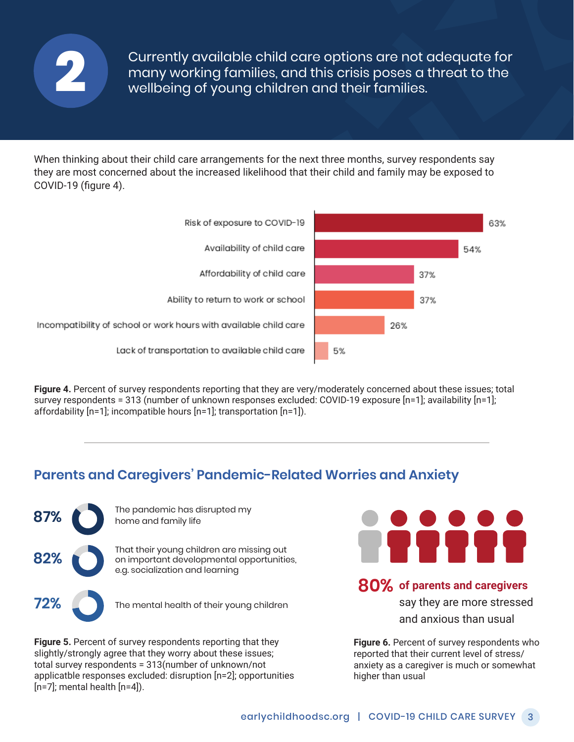# 2

Currently available child care options are not adequate for many working families, and this crisis poses a threat to the wellbeing of young children and their families.

When thinking about their child care arrangements for the next three months, survey respondents say they are most concerned about the increased likelihood that their child and family may be exposed to COVID-19 (figure 4).

| Concern | Percent |
| --- | --- |
| Risk of exposure to COVID-19 | 63% |
| Availability of child care | 54% |
| Affordability of child care | 37% |
| Ability to return to work or school | 37% |
| Incompatibility of school or work hours with available child care | 26% |
| Lack of transportation to available child care | 5% |

**Figure 4.** Percent of survey respondents reporting that they are very/moderately concerned about these issues; total survey respondents = 313 (number of unknown responses excluded: COVID-19 exposure [n=1]; availability [n=1]; affordability [n=1]; incompatible hours [n=1]; transportation [n=1]).

## Parents and Caregivers' Pandemic-Related Worries and Anxiety

- **87%** The pandemic has disrupted my home and family life
- **82%** That their young children are missing out on important developmental opportunities, e.g. socialization and learning
- **72%** The mental health of their young children

**Figure 5.** Percent of survey respondents reporting that they slightly/strongly agree that they worry about these issues; total survey respondents = 313(number of unknown/not applicatble responses excluded: disruption [n=2]; opportunities [n=7]; mental health [n=4]).

**80% of parents and caregivers** say they are more stressed and anxious than usual

**Figure 6.** Percent of survey respondents who reported that their current level of stress/ anxiety as a caregiver is much or somewhat higher than usual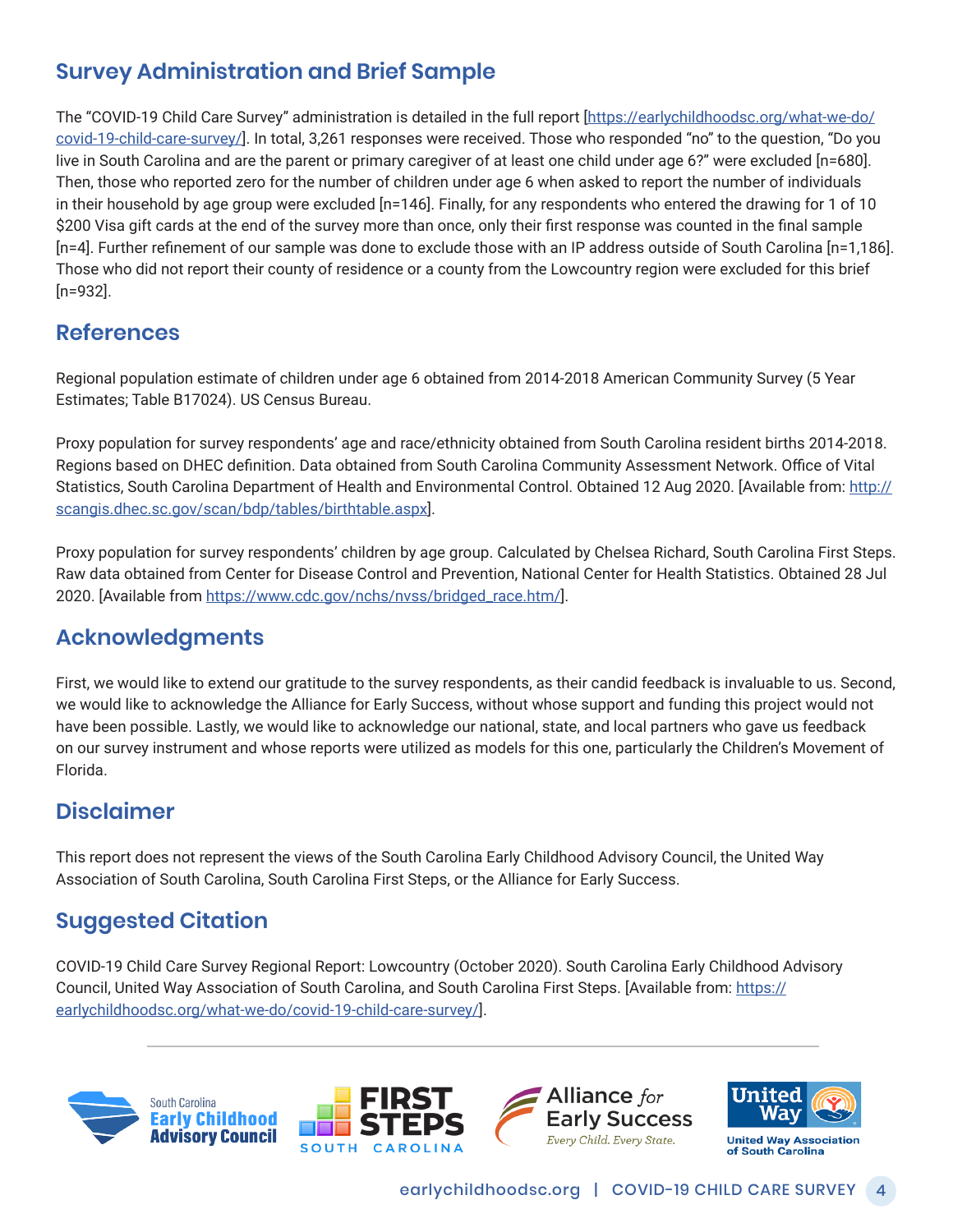## Survey Administration and Brief Sample

The "COVID-19 Child Care Survey" administration is detailed in the full report [https://earlychildhoodsc.org/what-we-do/covid-19-child-care-survey/]. In total, 3,261 responses were received. Those who responded "no" to the question, "Do you live in South Carolina and are the parent or primary caregiver of at least one child under age 6?" were excluded [n=680]. Then, those who reported zero for the number of children under age 6 when asked to report the number of individuals in their household by age group were excluded [n=146]. Finally, for any respondents who entered the drawing for 1 of 10 $200 Visa gift cards at the end of the survey more than once, only their first response was counted in the final sample [n=4]. Further refinement of our sample was done to exclude those with an IP address outside of South Carolina [n=1,186]. Those who did not report their county of residence or a county from the Lowcountry region were excluded for this brief [n=932].

## References

Regional population estimate of children under age 6 obtained from 2014-2018 American Community Survey (5 Year Estimates; Table B17024). US Census Bureau.

Proxy population for survey respondents' age and race/ethnicity obtained from South Carolina resident births 2014-2018. Regions based on DHEC definition. Data obtained from South Carolina Community Assessment Network. Office of Vital Statistics, South Carolina Department of Health and Environmental Control. Obtained 12 Aug 2020. [Available from: http://scangis.dhec.sc.gov/scan/bdp/tables/birthtable.aspx].

Proxy population for survey respondents' children by age group. Calculated by Chelsea Richard, South Carolina First Steps. Raw data obtained from Center for Disease Control and Prevention, National Center for Health Statistics. Obtained 28 Jul 2020. [Available from https://www.cdc.gov/nchs/nvss/bridged_race.htm/].

## Acknowledgments

First, we would like to extend our gratitude to the survey respondents, as their candid feedback is invaluable to us. Second, we would like to acknowledge the Alliance for Early Success, without whose support and funding this project would not have been possible. Lastly, we would like to acknowledge our national, state, and local partners who gave us feedback on our survey instrument and whose reports were utilized as models for this one, particularly the Children's Movement of Florida.

## Disclaimer

This report does not represent the views of the South Carolina Early Childhood Advisory Council, the United Way Association of South Carolina, South Carolina First Steps, or the Alliance for Early Success.

## Suggested Citation

COVID-19 Child Care Survey Regional Report: Lowcountry (October 2020). South Carolina Early Childhood Advisory Council, United Way Association of South Carolina, and South Carolina First Steps. [Available from: https://earlychildhoodsc.org/what-we-do/covid-19-child-care-survey/].

South Carolina Early Childhood Advisory Council

FIRST STEPS SOUTH CAROLINA

Alliance *for* Early Success *Every Child. Every State.*

United Way

United Way Association of South Carolina